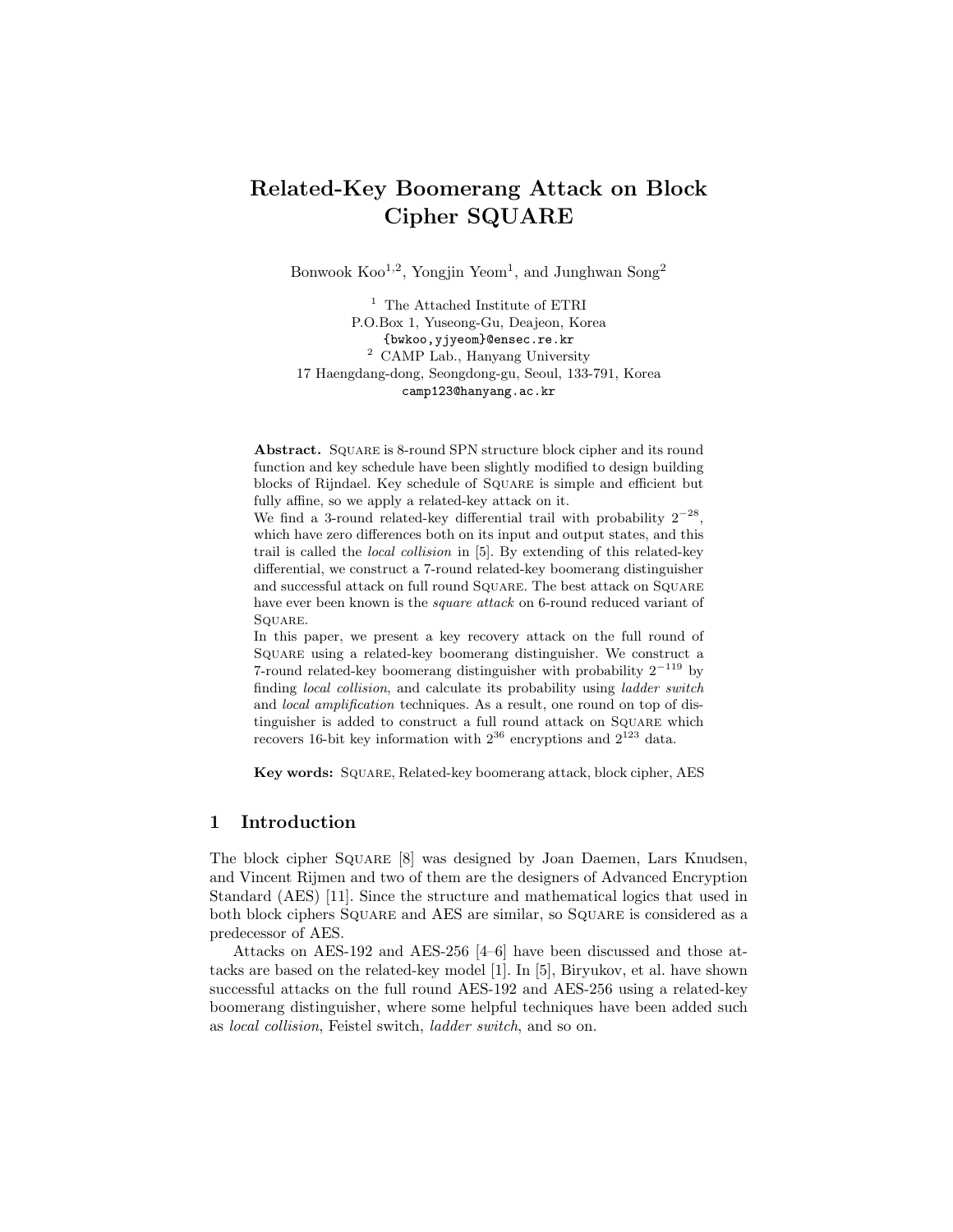# Related-Key Boomerang Attack on Block Cipher SQUARE

Bonwook Koo[1,2], Yongjin Yeom[1], and Junghwan Song[2]

[1] The Attached Institute of ETRI
P.O.Box 1, Yuseong-Gu, Deajeon, Korea
{bwkoo,yjyeom}@ensec.re.kr

[2] CAMP Lab., Hanyang University
17 Haengdang-dong, Seongdong-gu, Seoul, 133-791, Korea
camp123@hanyang.ac.kr

**Abstract.** SQUARE is 8-round SPN structure block cipher and its round function and key schedule have been slightly modified to design building blocks of Rijndael. Key schedule of SQUARE is simple and efficient but fully affine, so we apply a related-key attack on it.

We find a 3-round related-key differential trail with probability $2^{-28}$, which have zero differences both on its input and output states, and this trail is called the *local collision* in [5]. By extending of this related-key differential, we construct a 7-round related-key boomerang distinguisher and successful attack on full round SQUARE. The best attack on SQUARE have ever been known is the *square attack* on 6-round reduced variant of SQUARE.

In this paper, we present a key recovery attack on the full round of SQUARE using a related-key boomerang distinguisher. We construct a 7-round related-key boomerang distinguisher with probability $2^{-119}$ by finding *local collision*, and calculate its probability using *ladder switch* and *local amplification* techniques. As a result, one round on top of distinguisher is added to construct a full round attack on SQUARE which recovers 16-bit key information with $2^{36}$ encryptions and $2^{123}$ data.

**Key words:** SQUARE, Related-key boomerang attack, block cipher, AES

## 1 Introduction

The block cipher SQUARE [8] was designed by Joan Daemen, Lars Knudsen, and Vincent Rijmen and two of them are the designers of Advanced Encryption Standard (AES) [11]. Since the structure and mathematical logics that used in both block ciphers SQUARE and AES are similar, so SQUARE is considered as a predecessor of AES.

Attacks on AES-192 and AES-256 [4–6] have been discussed and those attacks are based on the related-key model [1]. In [5], Biryukov, et al. have shown successful attacks on the full round AES-192 and AES-256 using a related-key boomerang distinguisher, where some helpful techniques have been added such as *local collision*, Feistel switch, *ladder switch*, and so on.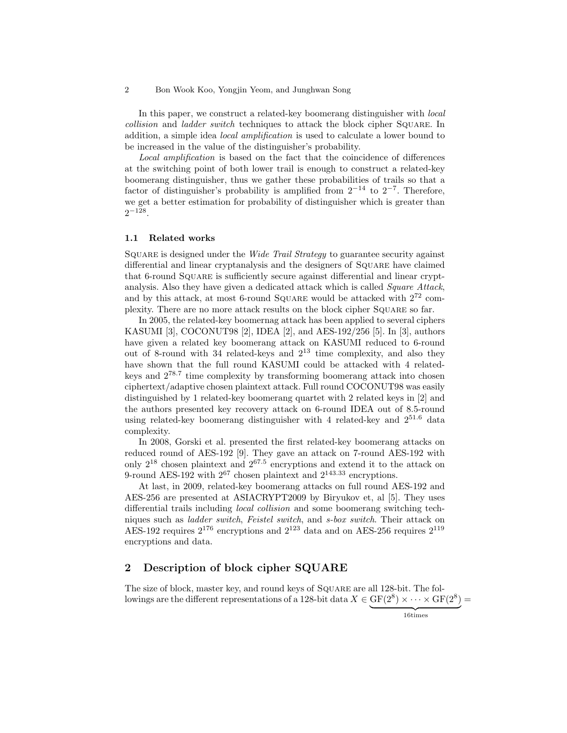In this paper, we construct a related-key boomerang distinguisher with *local collision* and *ladder switch* techniques to attack the block cipher Square. In addition, a simple idea *local amplification* is used to calculate a lower bound to be increased in the value of the distinguisher's probability.

*Local amplification* is based on the fact that the coincidence of differences at the switching point of both lower trail is enough to construct a related-key boomerang distinguisher, thus we gather these probabilities of trails so that a factor of distinguisher's probability is amplified from $2^{-14}$ to $2^{-7}$. Therefore, we get a better estimation for probability of distinguisher which is greater than $2^{-128}$.

### 1.1 Related works

Square is designed under the *Wide Trail Strategy* to guarantee security against differential and linear cryptanalysis and the designers of Square have claimed that 6-round Square is sufficiently secure against differential and linear cryptanalysis. Also they have given a dedicated attack which is called *Square Attack*, and by this attack, at most 6-round Square would be attacked with $2^{72}$ complexity. There are no more attack results on the block cipher Square so far.

In 2005, the related-key boomernag attack has been applied to several ciphers KASUMI [3], COCONUT98 [2], IDEA [2], and AES-192/256 [5]. In [3], authors have given a related key boomerang attack on KASUMI reduced to 6-round out of 8-round with 34 related-keys and $2^{13}$ time complexity, and also they have shown that the full round KASUMI could be attacked with 4 related-keys and $2^{78.7}$ time complexity by transforming boomerang attack into chosen ciphertext/adaptive chosen plaintext attack. Full round COCONUT98 was easily distinguished by 1 related-key boomerang quartet with 2 related keys in [2] and the authors presented key recovery attack on 6-round IDEA out of 8.5-round using related-key boomerang distinguisher with 4 related-key and $2^{51.6}$ data complexity.

In 2008, Gorski et al. presented the first related-key boomerang attacks on reduced round of AES-192 [9]. They gave an attack on 7-round AES-192 with only $2^{18}$ chosen plaintext and $2^{67.5}$ encryptions and extend it to the attack on 9-round AES-192 with $2^{67}$ chosen plaintext and $2^{143.33}$ encryptions.

At last, in 2009, related-key boomerang attacks on full round AES-192 and AES-256 are presented at ASIACRYPT2009 by Biryukov et, al [5]. They uses differential trails including *local collision* and some boomerang switching techniques such as *ladder switch*, *Feistel switch*, and *s-box switch*. Their attack on AES-192 requires $2^{176}$ encryptions and $2^{123}$ data and on AES-256 requires $2^{119}$ encryptions and data.

## 2 Description of block cipher SQUARE

The size of block, master key, and round keys of Square are all 128-bit. The followings are the different representations of a 128-bit data $X \in \underbrace{\mathrm{GF}(2^8) \times \cdots \times \mathrm{GF}(2^8)}_{16\text{times}} =$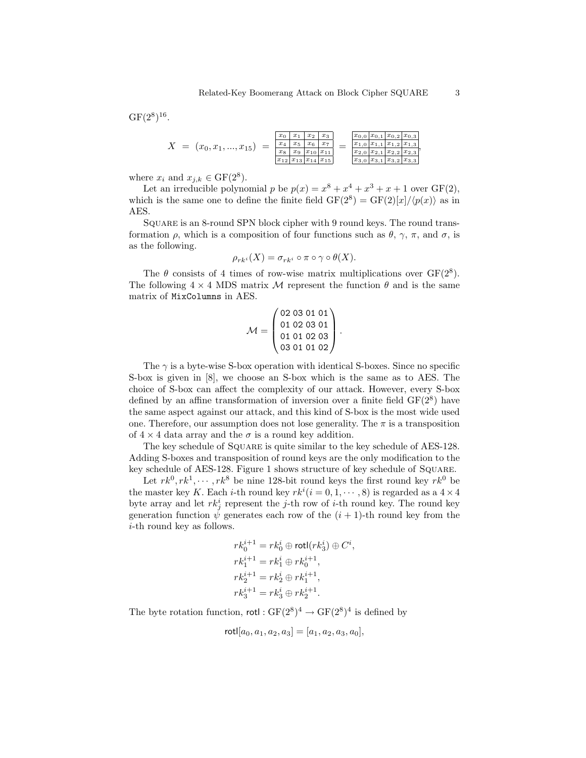$\mathrm{GF}(2^8)^{16}$.

$$X = (x_0, x_1, ..., x_{15}) = \begin{array}{|c|c|c|c|}\hline x_0 & x_1 & x_2 & x_3 \\ \hline x_4 & x_5 & x_6 & x_7 \\ \hline x_8 & x_9 & x_{10} & x_{11} \\ \hline x_{12} & x_{13} & x_{14} & x_{15} \\ \hline \end{array} = \begin{array}{|c|c|c|c|}\hline x_{0,0} & x_{0,1} & x_{0,2} & x_{0,3} \\ \hline x_{1,0} & x_{1,1} & x_{1,2} & x_{1,3} \\ \hline x_{2,0} & x_{2,1} & x_{2,2} & x_{2,3} \\ \hline x_{3,0} & x_{3,1} & x_{3,2} & x_{3,3} \\ \hline \end{array},$$

where $x_i$ and $x_{j,k} \in \mathrm{GF}(2^8)$.

Let an irreducible polynomial $p$ be $p(x) = x^8 + x^4 + x^3 + x + 1$ over GF(2), which is the same one to define the finite field $\mathrm{GF}(2^8) = \mathrm{GF}(2)[x]/\langle p(x) \rangle$ as in AES.

SQUARE is an 8-round SPN block cipher with 9 round keys. The round transformation $\rho$, which is a composition of four functions such as $\theta$, $\gamma$, $\pi$, and $\sigma$, is as the following.

$$\rho_{rk^i}(X) = \sigma_{rk^i} \circ \pi \circ \gamma \circ \theta(X).$$

The $\theta$ consists of 4 times of row-wise matrix multiplications over $\mathrm{GF}(2^8)$. The following $4 \times 4$ MDS matrix $\mathcal{M}$ represent the function $\theta$ and is the same matrix of `MixColumns` in AES.

$$\mathcal{M} = \begin{pmatrix} 02\ 03\ 01\ 01 \\ 01\ 02\ 03\ 01 \\ 01\ 01\ 02\ 03 \\ 03\ 01\ 01\ 02 \end{pmatrix}.$$

The $\gamma$ is a byte-wise S-box operation with identical S-boxes. Since no specific S-box is given in [8], we choose an S-box which is the same as to AES. The choice of S-box can affect the complexity of our attack. However, every S-box defined by an affine transformation of inversion over a finite field $\mathrm{GF}(2^8)$ have the same aspect against our attack, and this kind of S-box is the most wide used one. Therefore, our assumption does not lose generality. The $\pi$ is a transposition of $4 \times 4$ data array and the $\sigma$ is a round key addition.

The key schedule of SQUARE is quite similar to the key schedule of AES-128. Adding S-boxes and transposition of round keys are the only modification to the key schedule of AES-128. Figure 1 shows structure of key schedule of SQUARE.

Let $rk^0, rk^1, \cdots, rk^8$ be nine 128-bit round keys the first round key $rk^0$ be the master key $K$. Each $i$-th round key $rk^i (i = 0, 1, \cdots, 8)$ is regarded as a $4 \times 4$ byte array and let $rk^i_j$ represent the $j$-th row of $i$-th round key. The round key generation function $\psi$ generates each row of the $(i+1)$-th round key from the $i$-th round key as follows.

$$\begin{aligned} rk_0^{i+1} &= rk_0^i \oplus \mathsf{rotl}(rk_3^i) \oplus C^i, \\ rk_1^{i+1} &= rk_1^i \oplus rk_0^{i+1}, \\ rk_2^{i+1} &= rk_2^i \oplus rk_1^{i+1}, \\ rk_3^{i+1} &= rk_3^i \oplus rk_2^{i+1}. \end{aligned}$$

The byte rotation function, $\mathsf{rotl} : \mathrm{GF}(2^8)^4 \to \mathrm{GF}(2^8)^4$ is defined by

$$\mathsf{rotl}[a_0, a_1, a_2, a_3] = [a_1, a_2, a_3, a_0],$$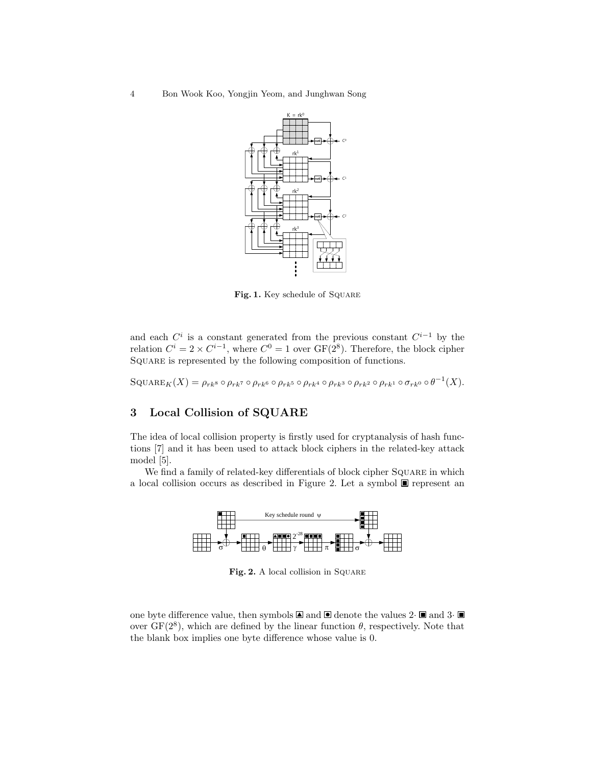Fig. 1. Key schedule of Square

and each $C^i$ is a constant generated from the previous constant $C^{i-1}$ by the relation $C^i = 2 \times C^{i-1}$, where $C^0 = 1$ over GF($2^8$). Therefore, the block cipher Square is represented by the following composition of functions.

$$\text{Square}_K(X) = \rho_{rk^8} \circ \rho_{rk^7} \circ \rho_{rk^6} \circ \rho_{rk^5} \circ \rho_{rk^4} \circ \rho_{rk^3} \circ \rho_{rk^2} \circ \rho_{rk^1} \circ \sigma_{rk^0} \circ \theta^{-1}(X).$$

## 3 Local Collision of SQUARE

The idea of local collision property is firstly used for cryptanalysis of hash functions [7] and it has been used to attack block ciphers in the related-key attack model [5].

We find a family of related-key differentials of block cipher Square in which a local collision occurs as described in Figure 2. Let a symbol ■ represent an

Fig. 2. A local collision in Square

one byte difference value, then symbols ▲ and ● denote the values 2· ■ and 3· ■ over GF($2^8$), which are defined by the linear function $\theta$, respectively. Note that the blank box implies one byte difference whose value is 0.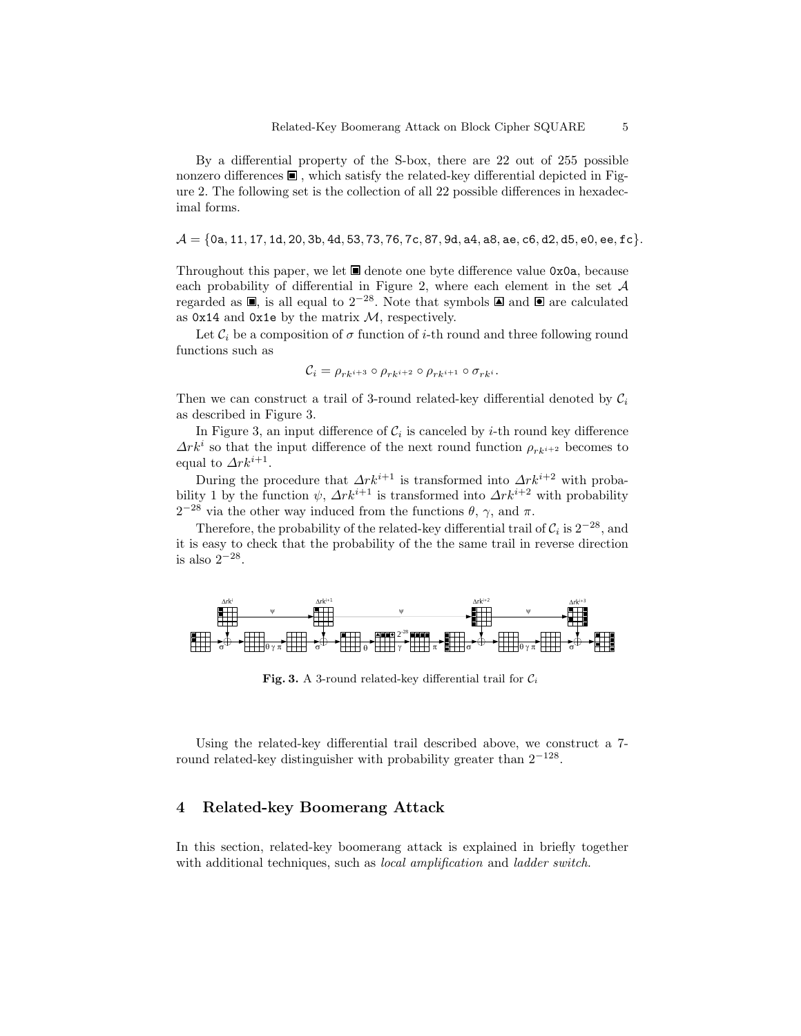By a differential property of the S-box, there are 22 out of 255 possible nonzero differences ■, which satisfy the related-key differential depicted in Figure 2. The following set is the collection of all 22 possible differences in hexadecimal forms.

$\mathcal{A} = \{$0a, 11, 17, 1d, 20, 3b, 4d, 53, 73, 76, 7c, 87, 9d, a4, a8, ae, c6, d2, d5, e0, ee, fc$\}$.

Throughout this paper, we let ■ denote one byte difference value 0x0a, because each probability of differential in Figure 2, where each element in the set $\mathcal{A}$ regarded as ■, is all equal to $2^{-28}$. Note that symbols ▲ and ● are calculated as 0x14 and 0x1e by the matrix $\mathcal{M}$, respectively.

Let $\mathcal{C}_i$ be a composition of $\sigma$ function of $i$-th round and three following round functions such as

$$\mathcal{C}_i = \rho_{rk^{i+3}} \circ \rho_{rk^{i+2}} \circ \rho_{rk^{i+1}} \circ \sigma_{rk^i}.$$

Then we can construct a trail of 3-round related-key differential denoted by $\mathcal{C}_i$ as described in Figure 3.

In Figure 3, an input difference of $\mathcal{C}_i$ is canceled by $i$-th round key difference $\Delta rk^i$ so that the input difference of the next round function $\rho_{rk^{i+2}}$ becomes to equal to $\Delta rk^{i+1}$.

During the procedure that $\Delta rk^{i+1}$ is transformed into $\Delta rk^{i+2}$ with probability 1 by the function $\psi$, $\Delta rk^{i+1}$ is transformed into $\Delta rk^{i+2}$ with probability $2^{-28}$ via the other way induced from the functions $\theta$, $\gamma$, and $\pi$.

Therefore, the probability of the related-key differential trail of $\mathcal{C}_i$ is $2^{-28}$, and it is easy to check that the probability of the the same trail in reverse direction is also $2^{-28}$.

**Fig. 3.** A 3-round related-key differential trail for $\mathcal{C}_i$

Using the related-key differential trail described above, we construct a 7-round related-key distinguisher with probability greater than $2^{-128}$.

## 4 Related-key Boomerang Attack

In this section, related-key boomerang attack is explained in briefly together with additional techniques, such as *local amplification* and *ladder switch*.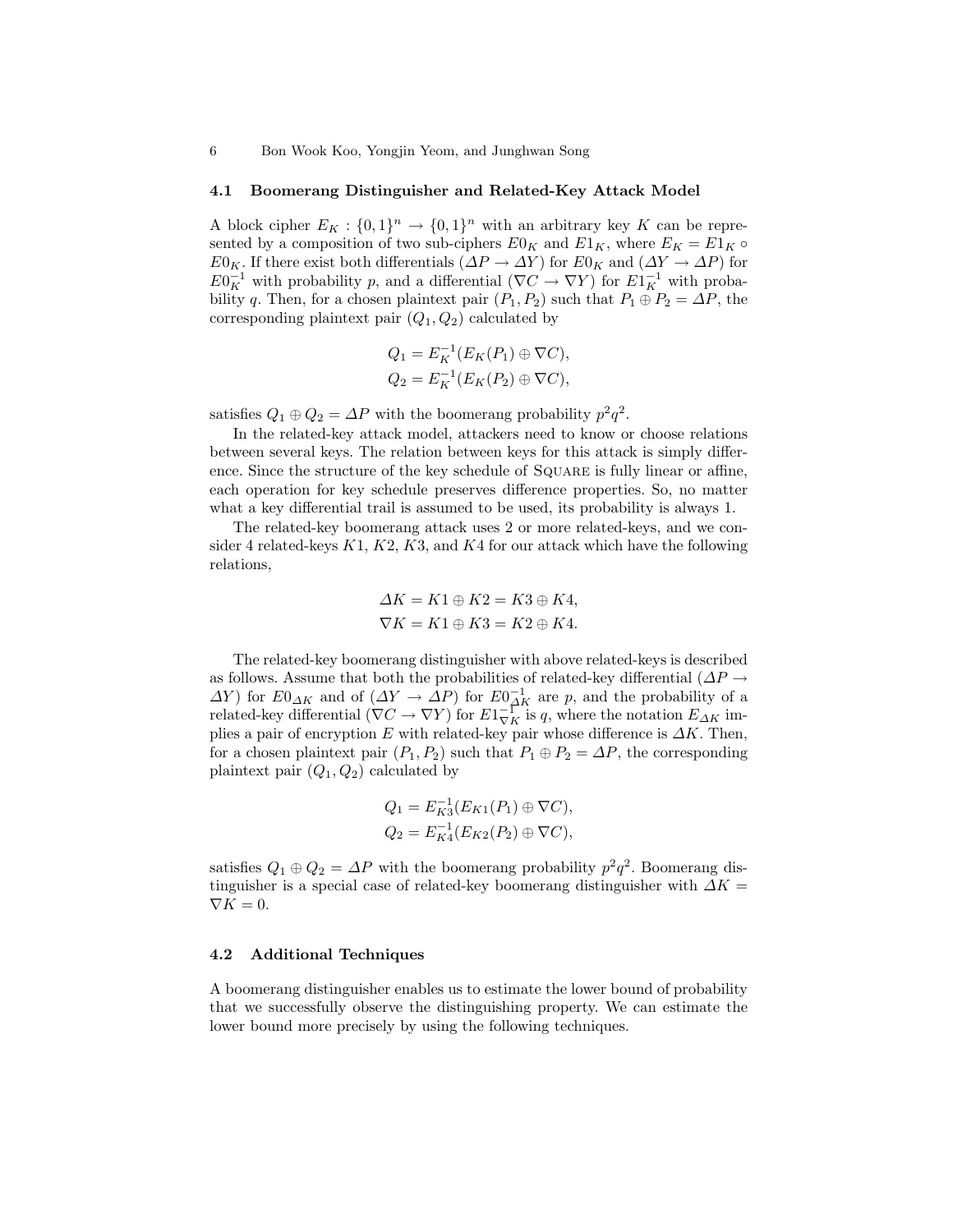### 4.1 Boomerang Distinguisher and Related-Key Attack Model

A block cipher $E_K : \{0,1\}^n \to \{0,1\}^n$ with an arbitrary key $K$ can be represented by a composition of two sub-ciphers $E0_K$ and $E1_K$, where $E_K = E1_K \circ E0_K$. If there exist both differentials $(\Delta P \to \Delta Y)$ for $E0_K$ and $(\Delta Y \to \Delta P)$ for $E0_K^{-1}$ with probability $p$, and a differential $(\nabla C \to \nabla Y)$ for $E1_K^{-1}$ with probability $q$. Then, for a chosen plaintext pair $(P_1, P_2)$ such that $P_1 \oplus P_2 = \Delta P$, the corresponding plaintext pair $(Q_1, Q_2)$ calculated by

$$Q_1 = E_K^{-1}(E_K(P_1) \oplus \nabla C),$$
$$Q_2 = E_K^{-1}(E_K(P_2) \oplus \nabla C),$$

satisfies $Q_1 \oplus Q_2 = \Delta P$ with the boomerang probability $p^2q^2$.

In the related-key attack model, attackers need to know or choose relations between several keys. The relation between keys for this attack is simply difference. Since the structure of the key schedule of Square is fully linear or affine, each operation for key schedule preserves difference properties. So, no matter what a key differential trail is assumed to be used, its probability is always 1.

The related-key boomerang attack uses 2 or more related-keys, and we consider 4 related-keys $K1$, $K2$, $K3$, and $K4$ for our attack which have the following relations,

$$\Delta K = K1 \oplus K2 = K3 \oplus K4,$$
$$\nabla K = K1 \oplus K3 = K2 \oplus K4.$$

The related-key boomerang distinguisher with above related-keys is described as follows. Assume that both the probabilities of related-key differential $(\Delta P \to \Delta Y)$ for $E0_{\Delta K}$ and of $(\Delta Y \to \Delta P)$ for $E0_{\Delta K}^{-1}$ are $p$, and the probability of a related-key differential $(\nabla C \to \nabla Y)$ for $E1_{\nabla K}^{-1}$ is $q$, where the notation $E_{\Delta K}$ implies a pair of encryption $E$ with related-key pair whose difference is $\Delta K$. Then, for a chosen plaintext pair $(P_1, P_2)$ such that $P_1 \oplus P_2 = \Delta P$, the corresponding plaintext pair $(Q_1, Q_2)$ calculated by

$$Q_1 = E_{K3}^{-1}(E_{K1}(P_1) \oplus \nabla C),$$
$$Q_2 = E_{K4}^{-1}(E_{K2}(P_2) \oplus \nabla C),$$

satisfies $Q_1 \oplus Q_2 = \Delta P$ with the boomerang probability $p^2q^2$. Boomerang distinguisher is a special case of related-key boomerang distinguisher with $\Delta K = \nabla K = 0$.

### 4.2 Additional Techniques

A boomerang distinguisher enables us to estimate the lower bound of probability that we successfully observe the distinguishing property. We can estimate the lower bound more precisely by using the following techniques.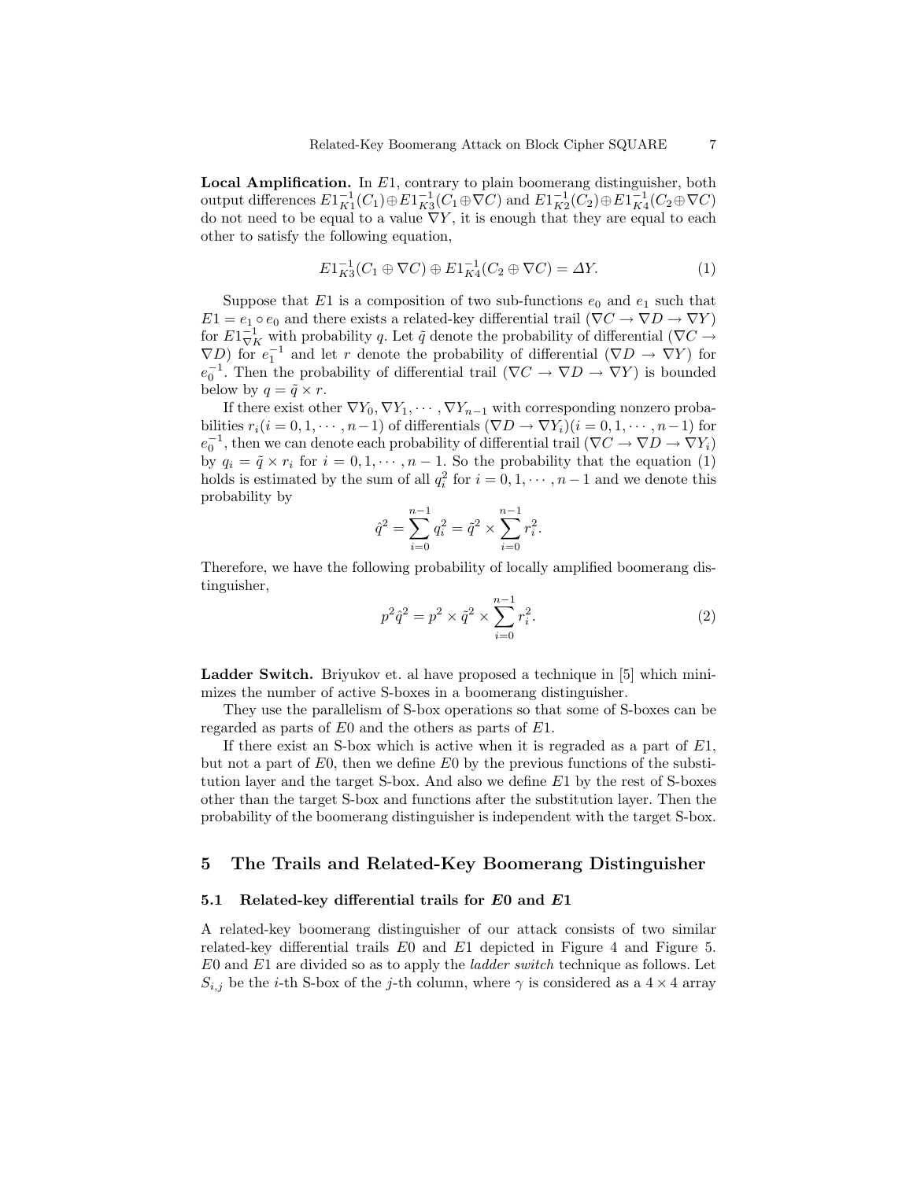**Local Amplification.** In $E1$, contrary to plain boomerang distinguisher, both output differences $E1^{-1}_{K1}(C_1) \oplus E1^{-1}_{K3}(C_1 \oplus \nabla C)$ and $E1^{-1}_{K2}(C_2) \oplus E1^{-1}_{K4}(C_2 \oplus \nabla C)$ do not need to be equal to a value $\nabla Y$, it is enough that they are equal to each other to satisfy the following equation,

$$E1^{-1}_{K3}(C_1 \oplus \nabla C) \oplus E1^{-1}_{K4}(C_2 \oplus \nabla C) = \Delta Y. \tag{1}$$

Suppose that $E1$ is a composition of two sub-functions $e_0$ and $e_1$ such that $E1 = e_1 \circ e_0$ and there exists a related-key differential trail ($\nabla C \to \nabla D \to \nabla Y$) for $E1^{-1}_{\nabla K}$ with probability $q$. Let $\tilde{q}$ denote the probability of differential ($\nabla C \to \nabla D$) for $e_1^{-1}$ and let $r$ denote the probability of differential ($\nabla D \to \nabla Y$) for $e_0^{-1}$. Then the probability of differential trail ($\nabla C \to \nabla D \to \nabla Y$) is bounded below by $q = \tilde{q} \times r$.

If there exist other $\nabla Y_0, \nabla Y_1, \cdots, \nabla Y_{n-1}$ with corresponding nonzero probabilities $r_i (i = 0, 1, \cdots, n-1)$ of differentials ($\nabla D \to \nabla Y_i$)$(i = 0, 1, \cdots, n-1)$ for $e_0^{-1}$, then we can denote each probability of differential trail ($\nabla C \to \nabla D \to \nabla Y_i$) by $q_i = \tilde{q} \times r_i$ for $i = 0, 1, \cdots, n-1$. So the probability that the equation (1) holds is estimated by the sum of all $q_i^2$ for $i = 0, 1, \cdots, n-1$ and we denote this probability by

$$\hat{q}^2 = \sum_{i=0}^{n-1} q_i^2 = \tilde{q}^2 \times \sum_{i=0}^{n-1} r_i^2.$$

Therefore, we have the following probability of locally amplified boomerang distinguisher,

$$p^2 \hat{q}^2 = p^2 \times \tilde{q}^2 \times \sum_{i=0}^{n-1} r_i^2. \tag{2}$$

**Ladder Switch.** Briyukov et. al have proposed a technique in [5] which minimizes the number of active S-boxes in a boomerang distinguisher.

They use the parallelism of S-box operations so that some of S-boxes can be regarded as parts of $E0$ and the others as parts of $E1$.

If there exist an S-box which is active when it is regraded as a part of $E1$, but not a part of $E0$, then we define $E0$ by the previous functions of the substitution layer and the target S-box. And also we define $E1$ by the rest of S-boxes other than the target S-box and functions after the substitution layer. Then the probability of the boomerang distinguisher is independent with the target S-box.

## 5 The Trails and Related-Key Boomerang Distinguisher

### 5.1 Related-key differential trails for $E0$ and $E1$

A related-key boomerang distinguisher of our attack consists of two similar related-key differential trails $E0$ and $E1$ depicted in Figure 4 and Figure 5. $E0$ and $E1$ are divided so as to apply the *ladder switch* technique as follows. Let $S_{i,j}$ be the $i$-th S-box of the $j$-th column, where $\gamma$ is considered as a $4 \times 4$ array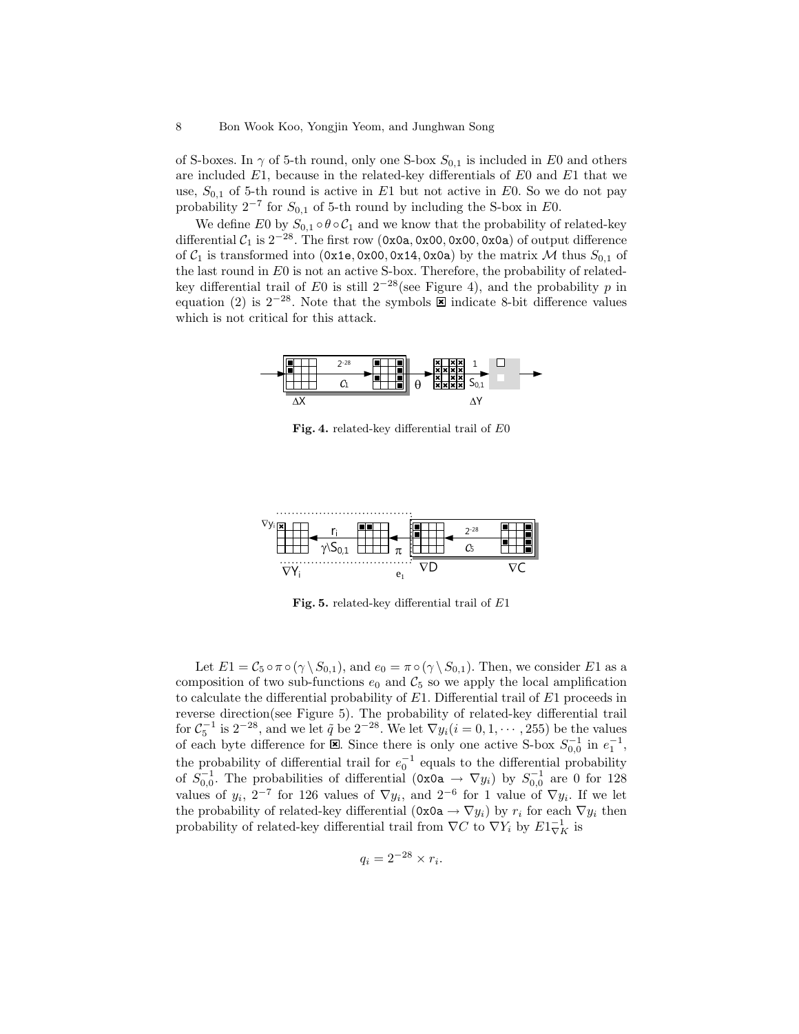of S-boxes. In $\gamma$ of 5-th round, only one S-box $S_{0,1}$ is included in $E0$ and others are included $E1$, because in the related-key differentials of $E0$ and $E1$ that we use, $S_{0,1}$ of 5-th round is active in $E1$ but not active in $E0$. So we do not pay probability $2^{-7}$ for $S_{0,1}$ of 5-th round by including the S-box in $E0$.

We define $E0$ by $S_{0,1} \circ \theta \circ \mathcal{C}_1$ and we know that the probability of related-key differential $\mathcal{C}_1$ is $2^{-28}$. The first row (0x0a, 0x00, 0x00, 0x0a) of output difference of $\mathcal{C}_1$ is transformed into (0x1e, 0x00, 0x14, 0x0a) by the matrix $\mathcal{M}$ thus $S_{0,1}$ of the last round in $E0$ is not an active S-box. Therefore, the probability of related-key differential trail of $E0$ is still $2^{-28}$(see Figure 4), and the probability $p$ in equation (2) is $2^{-28}$. Note that the symbols ☒ indicate 8-bit difference values which is not critical for this attack.

**Fig. 4.** related-key differential trail of $E0$

**Fig. 5.** related-key differential trail of $E1$

Let $E1 = \mathcal{C}_5 \circ \pi \circ (\gamma \setminus S_{0,1})$, and $e_0 = \pi \circ (\gamma \setminus S_{0,1})$. Then, we consider $E1$ as a composition of two sub-functions $e_0$ and $\mathcal{C}_5$ so we apply the local amplification to calculate the differential probability of $E1$. Differential trail of $E1$ proceeds in reverse direction(see Figure 5). The probability of related-key differential trail for $\mathcal{C}_5^{-1}$ is $2^{-28}$, and we let $\tilde{q}$ be $2^{-28}$. We let $\nabla y_i (i = 0, 1, \cdots, 255)$ be the values of each byte difference for ☒. Since there is only one active S-box $S_{0,0}^{-1}$ in $e_1^{-1}$, the probability of differential trail for $e_0^{-1}$ equals to the differential probability of $S_{0,0}^{-1}$. The probabilities of differential (0x0a $\rightarrow \nabla y_i$) by $S_{0,0}^{-1}$ are 0 for 128 values of $y_i$, $2^{-7}$ for 126 values of $\nabla y_i$, and $2^{-6}$ for 1 value of $\nabla y_i$. If we let the probability of related-key differential (0x0a $\rightarrow \nabla y_i$) by $r_i$ for each $\nabla y_i$ then probability of related-key differential trail from $\nabla C$ to $\nabla Y_i$ by $E1_{\nabla K}^{-1}$ is

$$q_i = 2^{-28} \times r_i.$$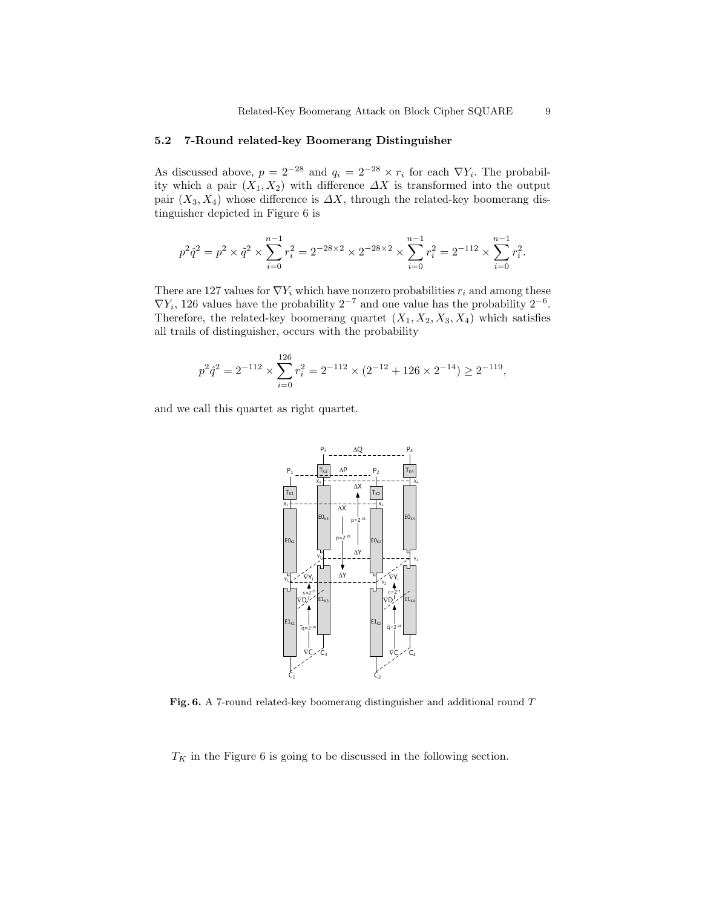### 5.2 7-Round related-key Boomerang Distinguisher

As discussed above, $p = 2^{-28}$ and $q_i = 2^{-28} \times r_i$ for each $\nabla Y_i$. The probability which a pair $(X_1, X_2)$ with difference $\Delta X$ is transformed into the output pair $(X_3, X_4)$ whose difference is $\Delta X$, through the related-key boomerang distinguisher depicted in Figure 6 is

$$p^2 \hat{q}^2 = p^2 \times \tilde{q}^2 \times \sum_{i=0}^{n-1} r_i^2 = 2^{-28\times 2} \times 2^{-28\times 2} \times \sum_{i=0}^{n-1} r_i^2 = 2^{-112} \times \sum_{i=0}^{n-1} r_i^2.$$

There are 127 values for $\nabla Y_i$ which have nonzero probabilities $r_i$ and among these $\nabla Y_i$, 126 values have the probability $2^{-7}$ and one value has the probability $2^{-6}$. Therefore, the related-key boomerang quartet $(X_1, X_2, X_3, X_4)$ which satisfies all trails of distinguisher, occurs with the probability

$$p^2 \hat{q}^2 = 2^{-112} \times \sum_{i=0}^{126} r_i^2 = 2^{-112} \times (2^{-12} + 126 \times 2^{-14}) \geq 2^{-119},$$

and we call this quartet as right quartet.

**Fig. 6.** A 7-round related-key boomerang distinguisher and additional round $T$

$T_K$ in the Figure 6 is going to be discussed in the following section.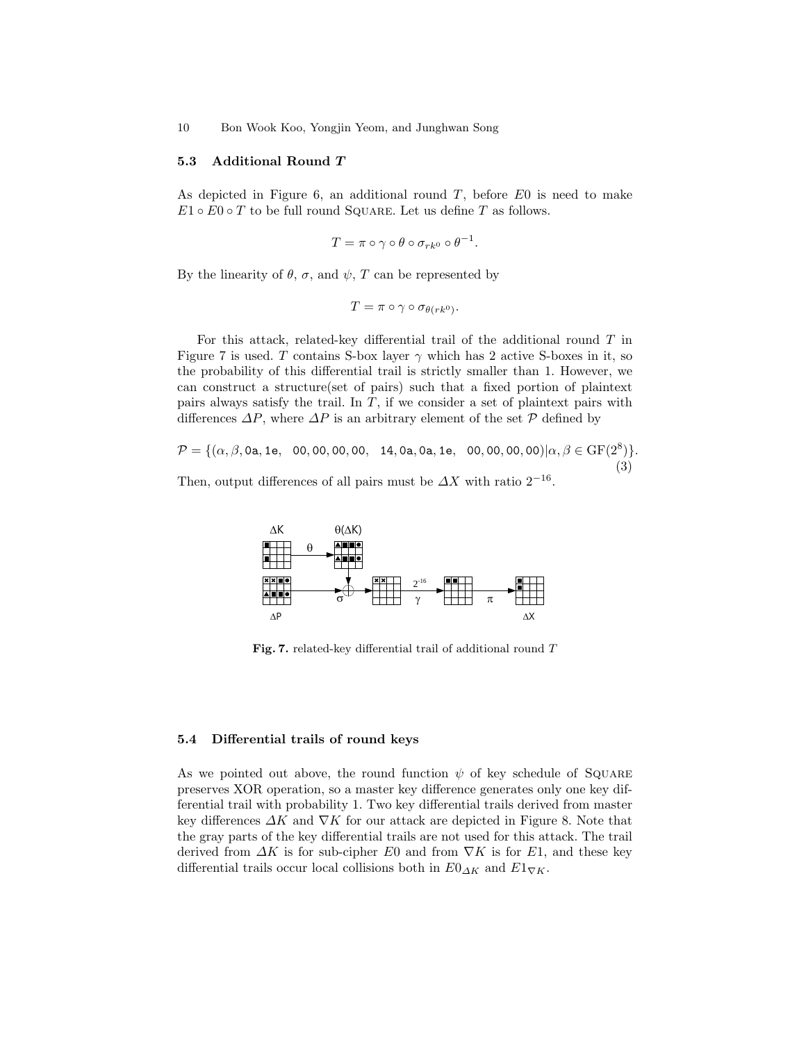### 5.3 Additional Round $T$

As depicted in Figure 6, an additional round $T$, before $E0$ is need to make $E1 \circ E0 \circ T$ to be full round SQUARE. Let us define $T$ as follows.

$$T = \pi \circ \gamma \circ \theta \circ \sigma_{rk^0} \circ \theta^{-1}.$$

By the linearity of $\theta$, $\sigma$, and $\psi$, $T$ can be represented by

$$T = \pi \circ \gamma \circ \sigma_{\theta(rk^0)}.$$

For this attack, related-key differential trail of the additional round $T$ in Figure 7 is used. $T$ contains S-box layer $\gamma$ which has 2 active S-boxes in it, so the probability of this differential trail is strictly smaller than 1. However, we can construct a structure(set of pairs) such that a fixed portion of plaintext pairs always satisfy the trail. In $T$, if we consider a set of plaintext pairs with differences $\Delta P$, where $\Delta P$ is an arbitrary element of the set $\mathcal{P}$ defined by

$$\mathcal{P} = \{(\alpha, \beta, \mathtt{0a}, \mathtt{1e}, \quad \mathtt{00}, \mathtt{00}, \mathtt{00}, \mathtt{00}, \quad \mathtt{14}, \mathtt{0a}, \mathtt{0a}, \mathtt{1e}, \quad \mathtt{00}, \mathtt{00}, \mathtt{00}, \mathtt{00}) | \alpha, \beta \in \mathrm{GF}(2^8)\}. \tag{3}$$

Then, output differences of all pairs must be $\Delta X$ with ratio $2^{-16}$.

**Fig. 7.** related-key differential trail of additional round $T$

### 5.4 Differential trails of round keys

As we pointed out above, the round function $\psi$ of key schedule of SQUARE preserves XOR operation, so a master key difference generates only one key differential trail with probability 1. Two key differential trails derived from master key differences $\Delta K$ and $\nabla K$ for our attack are depicted in Figure 8. Note that the gray parts of the key differential trails are not used for this attack. The trail derived from $\Delta K$ is for sub-cipher $E0$ and from $\nabla K$ is for $E1$, and these key differential trails occur local collisions both in $E0_{\Delta K}$ and $E1_{\nabla K}$.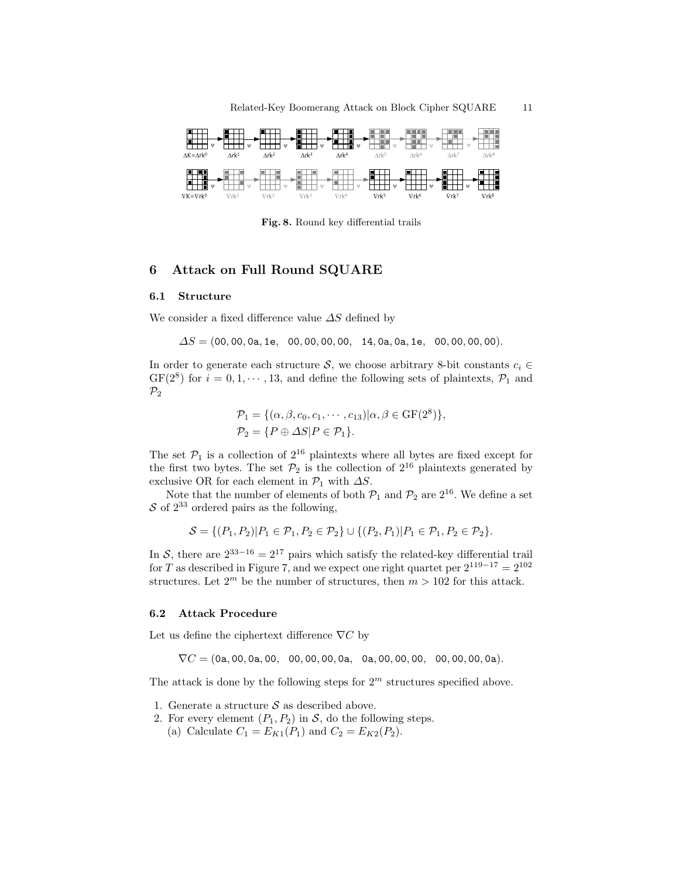**Fig. 8.** Round key differential trails

## 6 Attack on Full Round SQUARE

### 6.1 Structure

We consider a fixed difference value $\Delta S$ defined by

$$\Delta S = (\texttt{00},\texttt{00},\texttt{0a},\texttt{1e},\ \ \texttt{00},\texttt{00},\texttt{00},\texttt{00},\ \ \texttt{14},\texttt{0a},\texttt{0a},\texttt{1e},\ \ \texttt{00},\texttt{00},\texttt{00},\texttt{00}).$$

In order to generate each structure $\mathcal{S}$, we choose arbitrary 8-bit constants $c_i \in \mathrm{GF}(2^8)$ for $i = 0, 1, \cdots, 13$, and define the following sets of plaintexts, $\mathcal{P}_1$ and $\mathcal{P}_2$

$$\mathcal{P}_1 = \{(\alpha, \beta, c_0, c_1, \cdots, c_{13}) | \alpha, \beta \in \mathrm{GF}(2^8)\},$$
$$\mathcal{P}_2 = \{P \oplus \Delta S | P \in \mathcal{P}_1\}.$$

The set $\mathcal{P}_1$ is a collection of $2^{16}$ plaintexts where all bytes are fixed except for the first two bytes. The set $\mathcal{P}_2$ is the collection of $2^{16}$ plaintexts generated by exclusive OR for each element in $\mathcal{P}_1$ with $\Delta S$.

Note that the number of elements of both $\mathcal{P}_1$ and $\mathcal{P}_2$ are $2^{16}$. We define a set $\mathcal{S}$ of $2^{33}$ ordered pairs as the following,

$$\mathcal{S} = \{(P_1, P_2) | P_1 \in \mathcal{P}_1, P_2 \in \mathcal{P}_2\} \cup \{(P_2, P_1) | P_1 \in \mathcal{P}_1, P_2 \in \mathcal{P}_2\}.$$

In $\mathcal{S}$, there are $2^{33-16} = 2^{17}$ pairs which satisfy the related-key differential trail for $T$ as described in Figure 7, and we expect one right quartet per $2^{119-17} = 2^{102}$ structures. Let $2^m$ be the number of structures, then $m > 102$ for this attack.

### 6.2 Attack Procedure

Let us define the ciphertext difference $\nabla C$ by

$$\nabla C = (\texttt{0a},\texttt{00},\texttt{0a},\texttt{00},\ \ \texttt{00},\texttt{00},\texttt{00},\texttt{0a},\ \ \texttt{0a},\texttt{00},\texttt{00},\texttt{00},\ \ \texttt{00},\texttt{00},\texttt{00},\texttt{0a}).$$

The attack is done by the following steps for $2^m$ structures specified above.

1. Generate a structure $\mathcal{S}$ as described above.
2. For every element $(P_1, P_2)$ in $\mathcal{S}$, do the following steps.
   (a) Calculate $C_1 = E_{K1}(P_1)$ and $C_2 = E_{K2}(P_2)$.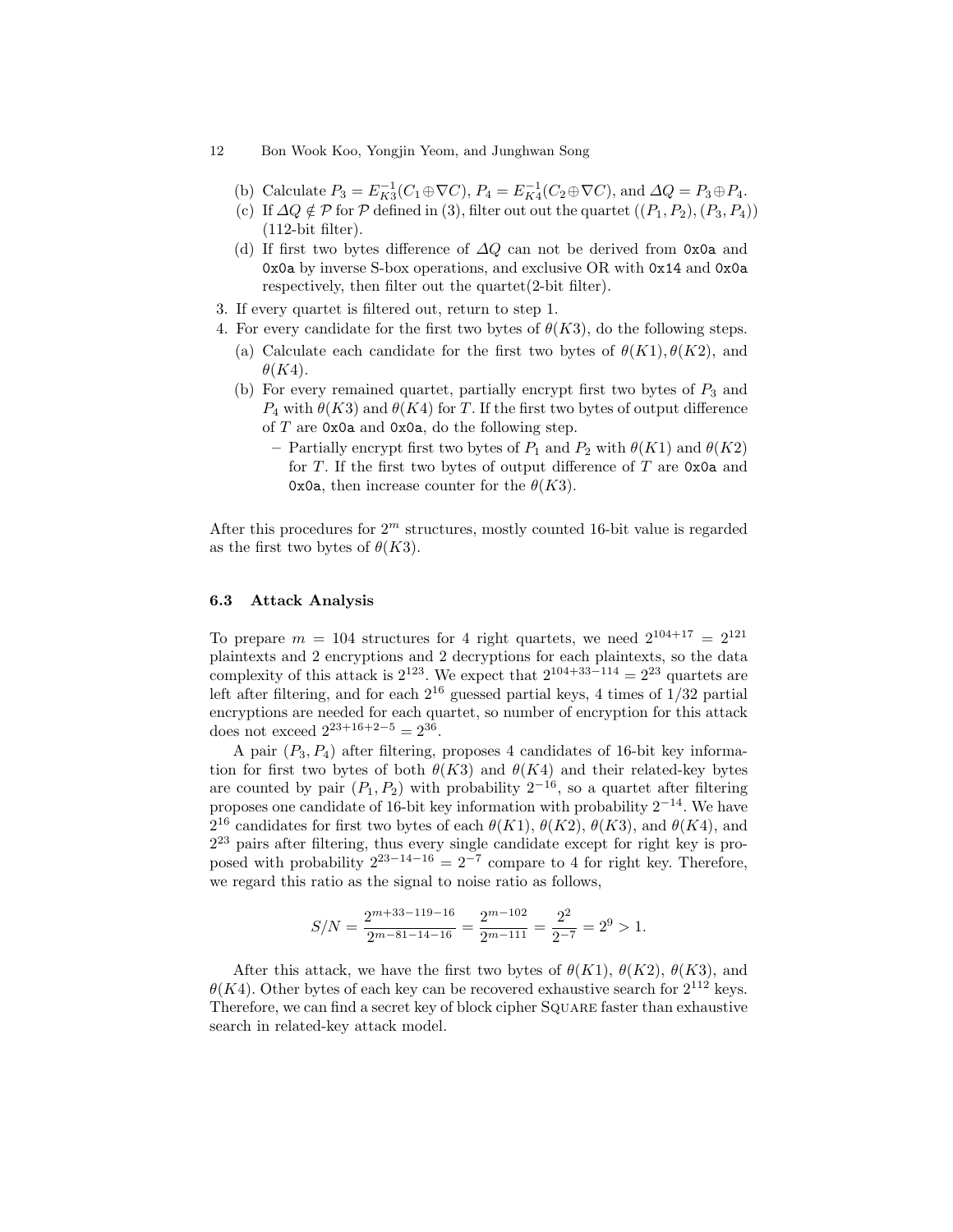(b) Calculate $P_3 = E_{K3}^{-1}(C_1 \oplus \nabla C)$, $P_4 = E_{K4}^{-1}(C_2 \oplus \nabla C)$, and $\Delta Q = P_3 \oplus P_4$.

(c) If $\Delta Q \notin \mathcal{P}$ for $\mathcal{P}$ defined in (3), filter out out the quartet $((P_1, P_2), (P_3, P_4))$ (112-bit filter).

(d) If first two bytes difference of $\Delta Q$ can not be derived from `0x0a` and `0x0a` by inverse S-box operations, and exclusive OR with `0x14` and `0x0a` respectively, then filter out the quartet(2-bit filter).

3. If every quartet is filtered out, return to step 1.
4. For every candidate for the first two bytes of $\theta(K3)$, do the following steps.
   (a) Calculate each candidate for the first two bytes of $\theta(K1), \theta(K2)$, and $\theta(K4)$.
   (b) For every remained quartet, partially encrypt first two bytes of $P_3$ and $P_4$ with $\theta(K3)$ and $\theta(K4)$ for $T$. If the first two bytes of output difference of $T$ are `0x0a` and `0x0a`, do the following step.
      – Partially encrypt first two bytes of $P_1$ and $P_2$ with $\theta(K1)$ and $\theta(K2)$ for $T$. If the first two bytes of output difference of $T$ are `0x0a` and `0x0a`, then increase counter for the $\theta(K3)$.

After this procedures for $2^m$ structures, mostly counted 16-bit value is regarded as the first two bytes of $\theta(K3)$.

### 6.3 Attack Analysis

To prepare $m = 104$ structures for 4 right quartets, we need $2^{104+17} = 2^{121}$ plaintexts and 2 encryptions and 2 decryptions for each plaintexts, so the data complexity of this attack is $2^{123}$. We expect that $2^{104+33-114} = 2^{23}$ quartets are left after filtering, and for each $2^{16}$ guessed partial keys, 4 times of 1/32 partial encryptions are needed for each quartet, so number of encryption for this attack does not exceed $2^{23+16+2-5} = 2^{36}$.

A pair $(P_3, P_4)$ after filtering, proposes 4 candidates of 16-bit key information for first two bytes of both $\theta(K3)$ and $\theta(K4)$ and their related-key bytes are counted by pair $(P_1, P_2)$ with probability $2^{-16}$, so a quartet after filtering proposes one candidate of 16-bit key information with probability $2^{-14}$. We have $2^{16}$ candidates for first two bytes of each $\theta(K1)$, $\theta(K2)$, $\theta(K3)$, and $\theta(K4)$, and $2^{23}$ pairs after filtering, thus every single candidate except for right key is proposed with probability $2^{23-14-16} = 2^{-7}$ compare to 4 for right key. Therefore, we regard this ratio as the signal to noise ratio as follows,

$$S/N = \frac{2^{m+33-119-16}}{2^{m-81-14-16}} = \frac{2^{m-102}}{2^{m-111}} = \frac{2^2}{2^{-7}} = 2^9 > 1.$$

After this attack, we have the first two bytes of $\theta(K1)$, $\theta(K2)$, $\theta(K3)$, and $\theta(K4)$. Other bytes of each key can be recovered exhaustive search for $2^{112}$ keys. Therefore, we can find a secret key of block cipher Square faster than exhaustive search in related-key attack model.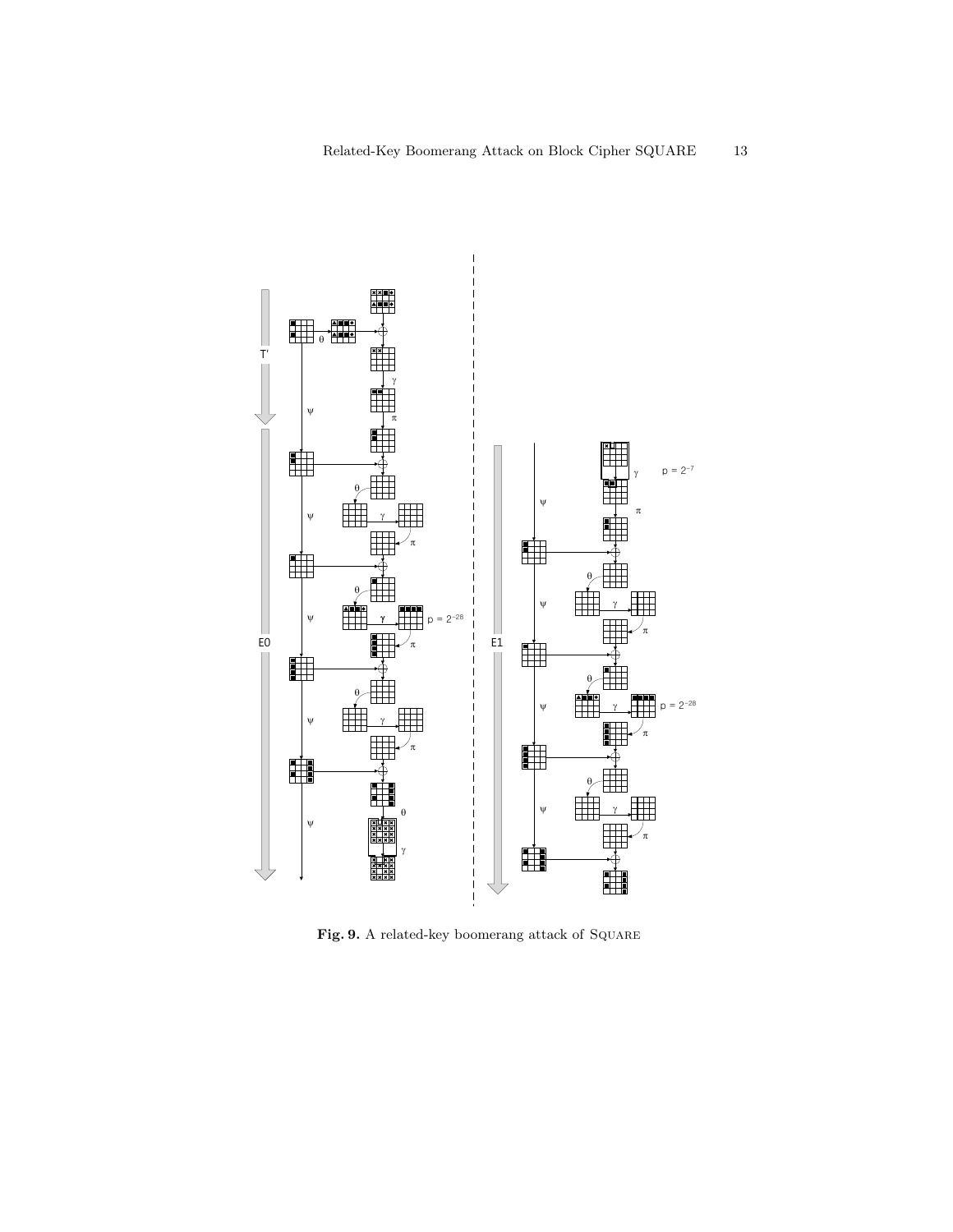**Fig. 9.** A related-key boomerang attack of SQUARE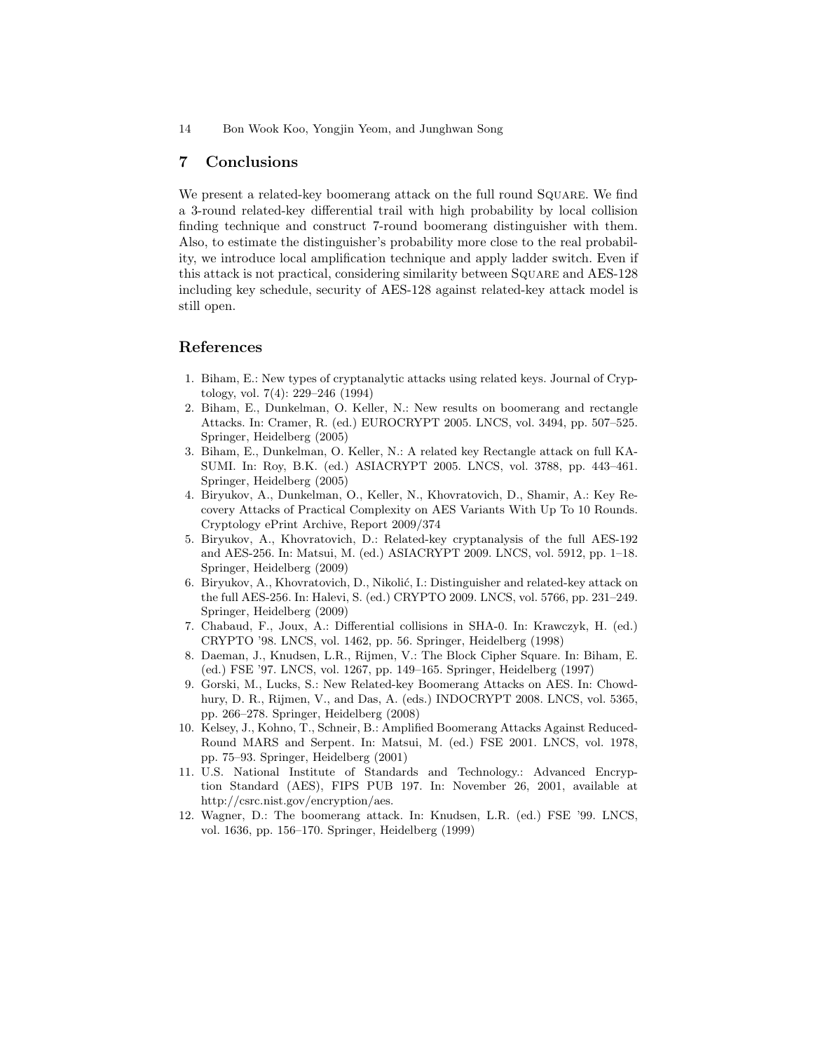## 7 Conclusions

We present a related-key boomerang attack on the full round Square. We find a 3-round related-key differential trail with high probability by local collision finding technique and construct 7-round boomerang distinguisher with them. Also, to estimate the distinguisher's probability more close to the real probability, we introduce local amplification technique and apply ladder switch. Even if this attack is not practical, considering similarity between Square and AES-128 including key schedule, security of AES-128 against related-key attack model is still open.

## References

1. Biham, E.: New types of cryptanalytic attacks using related keys. Journal of Cryptology, vol. 7(4): 229–246 (1994)
2. Biham, E., Dunkelman, O. Keller, N.: New results on boomerang and rectangle Attacks. In: Cramer, R. (ed.) EUROCRYPT 2005. LNCS, vol. 3494, pp. 507–525. Springer, Heidelberg (2005)
3. Biham, E., Dunkelman, O. Keller, N.: A related key Rectangle attack on full KASUMI. In: Roy, B.K. (ed.) ASIACRYPT 2005. LNCS, vol. 3788, pp. 443–461. Springer, Heidelberg (2005)
4. Biryukov, A., Dunkelman, O., Keller, N., Khovratovich, D., Shamir, A.: Key Recovery Attacks of Practical Complexity on AES Variants With Up To 10 Rounds. Cryptology ePrint Archive, Report 2009/374
5. Biryukov, A., Khovratovich, D.: Related-key cryptanalysis of the full AES-192 and AES-256. In: Matsui, M. (ed.) ASIACRYPT 2009. LNCS, vol. 5912, pp. 1–18. Springer, Heidelberg (2009)
6. Biryukov, A., Khovratovich, D., Nikolić, I.: Distinguisher and related-key attack on the full AES-256. In: Halevi, S. (ed.) CRYPTO 2009. LNCS, vol. 5766, pp. 231–249. Springer, Heidelberg (2009)
7. Chabaud, F., Joux, A.: Differential collisions in SHA-0. In: Krawczyk, H. (ed.) CRYPTO '98. LNCS, vol. 1462, pp. 56. Springer, Heidelberg (1998)
8. Daeman, J., Knudsen, L.R., Rijmen, V.: The Block Cipher Square. In: Biham, E. (ed.) FSE '97. LNCS, vol. 1267, pp. 149–165. Springer, Heidelberg (1997)
9. Gorski, M., Lucks, S.: New Related-key Boomerang Attacks on AES. In: Chowdhury, D. R., Rijmen, V., and Das, A. (eds.) INDOCRYPT 2008. LNCS, vol. 5365, pp. 266–278. Springer, Heidelberg (2008)
10. Kelsey, J., Kohno, T., Schneir, B.: Amplified Boomerang Attacks Against Reduced-Round MARS and Serpent. In: Matsui, M. (ed.) FSE 2001. LNCS, vol. 1978, pp. 75–93. Springer, Heidelberg (2001)
11. U.S. National Institute of Standards and Technology.: Advanced Encryption Standard (AES), FIPS PUB 197. In: November 26, 2001, available at http://csrc.nist.gov/encryption/aes.
12. Wagner, D.: The boomerang attack. In: Knudsen, L.R. (ed.) FSE '99. LNCS, vol. 1636, pp. 156–170. Springer, Heidelberg (1999)